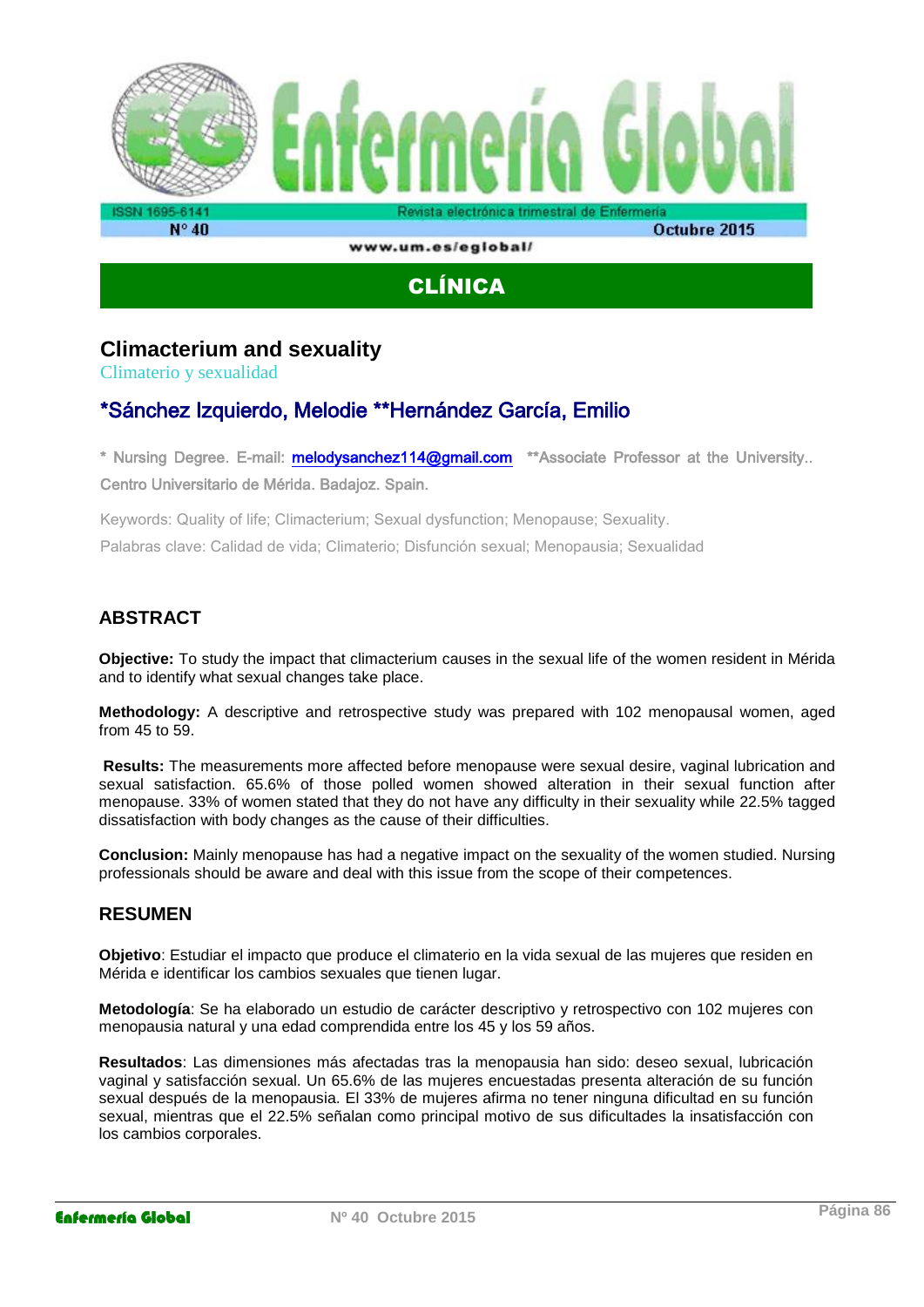## CLÍNICA

# Climacterium and sexuality

Climaterio y sexualidad

## *Sánchez Izquierdo, Melodie **Hernández García, Emilio

\* Nursing Degree. E-mail: melodysanchez114@gmail.com **Associate Professor at the University.. Centro Universitario de Mérida. Badajoz. Spain.

Keywords: Quality of life; Climacterium; Sexual dysfunction; Menopause; Sexuality.

Palabras clave: Calidad de vida; Climaterio; Disfunción sexual; Menopausia; Sexualidad

## ABSTRACT

**Objective:** To study the impact that climacterium causes in the sexual life of the women resident in Mérida and to identify what sexual changes take place.

**Methodology:** A descriptive and retrospective study was prepared with 102 menopausal women, aged from 45 to 59.

**Results:** The measurements more affected before menopause were sexual desire, vaginal lubrication and sexual satisfaction. 65.6% of those polled women showed alteration in their sexual function after menopause. 33% of women stated that they do not have any difficulty in their sexuality while 22.5% tagged dissatisfaction with body changes as the cause of their difficulties.

**Conclusion:** Mainly menopause has had a negative impact on the sexuality of the women studied. Nursing professionals should be aware and deal with this issue from the scope of their competences.

## RESUMEN

**Objetivo**: Estudiar el impacto que produce el climaterio en la vida sexual de las mujeres que residen en Mérida e identificar los cambios sexuales que tienen lugar.

**Metodología**: Se ha elaborado un estudio de carácter descriptivo y retrospectivo con 102 mujeres con menopausia natural y una edad comprendida entre los 45 y los 59 años.

**Resultados**: Las dimensiones más afectadas tras la menopausia han sido: deseo sexual, lubricación vaginal y satisfacción sexual. Un 65.6% de las mujeres encuestadas presenta alteración de su función sexual después de la menopausia. El 33% de mujeres afirma no tener ninguna dificultad en su función sexual, mientras que el 22.5% señalan como principal motivo de sus dificultades la insatisfacción con los cambios corporales.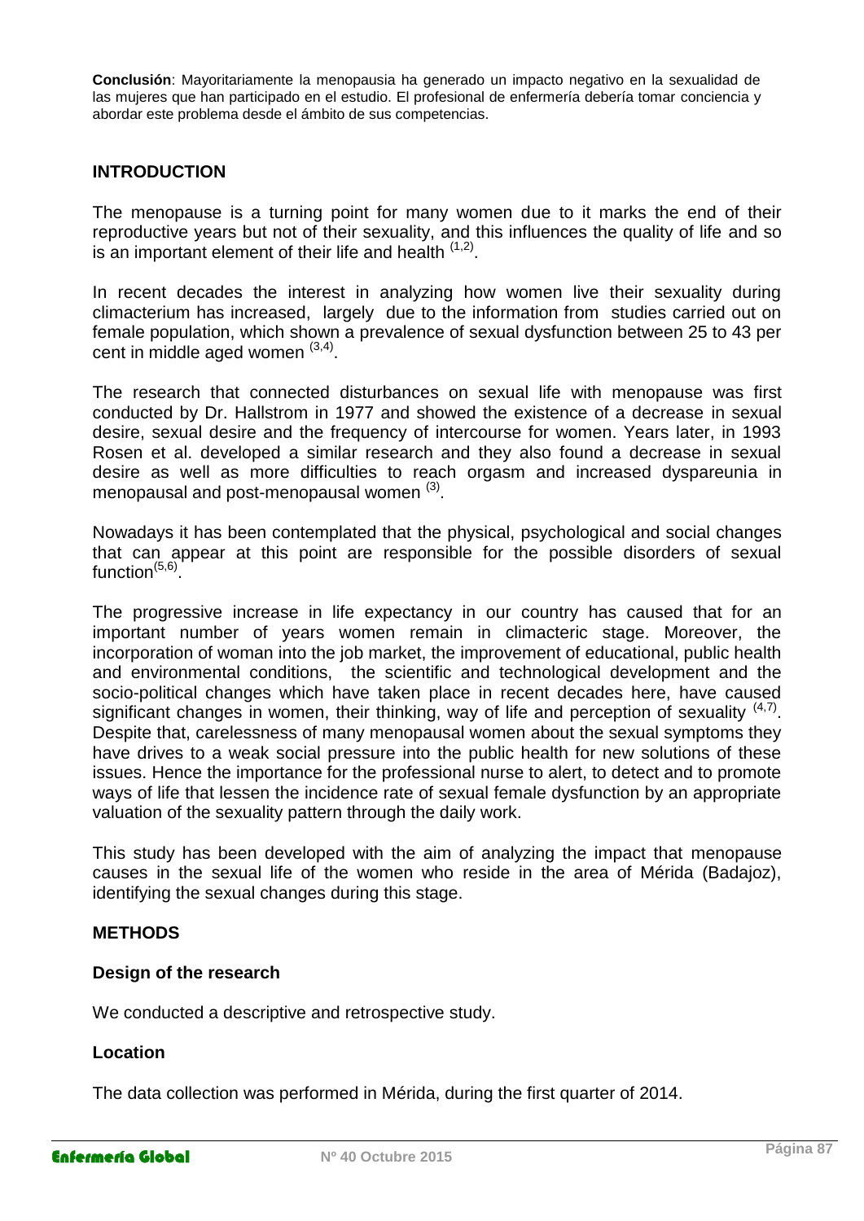**Conclusión**: Mayoritariamente la menopausia ha generado un impacto negativo en la sexualidad de las mujeres que han participado en el estudio. El profesional de enfermería debería tomar conciencia y abordar este problema desde el ámbito de sus competencias.

## INTRODUCTION

The menopause is a turning point for many women due to it marks the end of their reproductive years but not of their sexuality, and this influences the quality of life and so is an important element of their life and health [1,2].

In recent decades the interest in analyzing how women live their sexuality during climacterium has increased, largely due to the information from studies carried out on female population, which shown a prevalence of sexual dysfunction between 25 to 43 per cent in middle aged women [3,4].

The research that connected disturbances on sexual life with menopause was first conducted by Dr. Hallstrom in 1977 and showed the existence of a decrease in sexual desire, sexual desire and the frequency of intercourse for women. Years later, in 1993 Rosen et al. developed a similar research and they also found a decrease in sexual desire as well as more difficulties to reach orgasm and increased dyspareunia in menopausal and post-menopausal women [3].

Nowadays it has been contemplated that the physical, psychological and social changes that can appear at this point are responsible for the possible disorders of sexual function[5,6].

The progressive increase in life expectancy in our country has caused that for an important number of years women remain in climacteric stage. Moreover, the incorporation of woman into the job market, the improvement of educational, public health and environmental conditions, the scientific and technological development and the socio-political changes which have taken place in recent decades here, have caused significant changes in women, their thinking, way of life and perception of sexuality [4,7]. Despite that, carelessness of many menopausal women about the sexual symptoms they have drives to a weak social pressure into the public health for new solutions of these issues. Hence the importance for the professional nurse to alert, to detect and to promote ways of life that lessen the incidence rate of sexual female dysfunction by an appropriate valuation of the sexuality pattern through the daily work.

This study has been developed with the aim of analyzing the impact that menopause causes in the sexual life of the women who reside in the area of Mérida (Badajoz), identifying the sexual changes during this stage.

## METHODS

### Design of the research

We conducted a descriptive and retrospective study.

### Location

The data collection was performed in Mérida, during the first quarter of 2014.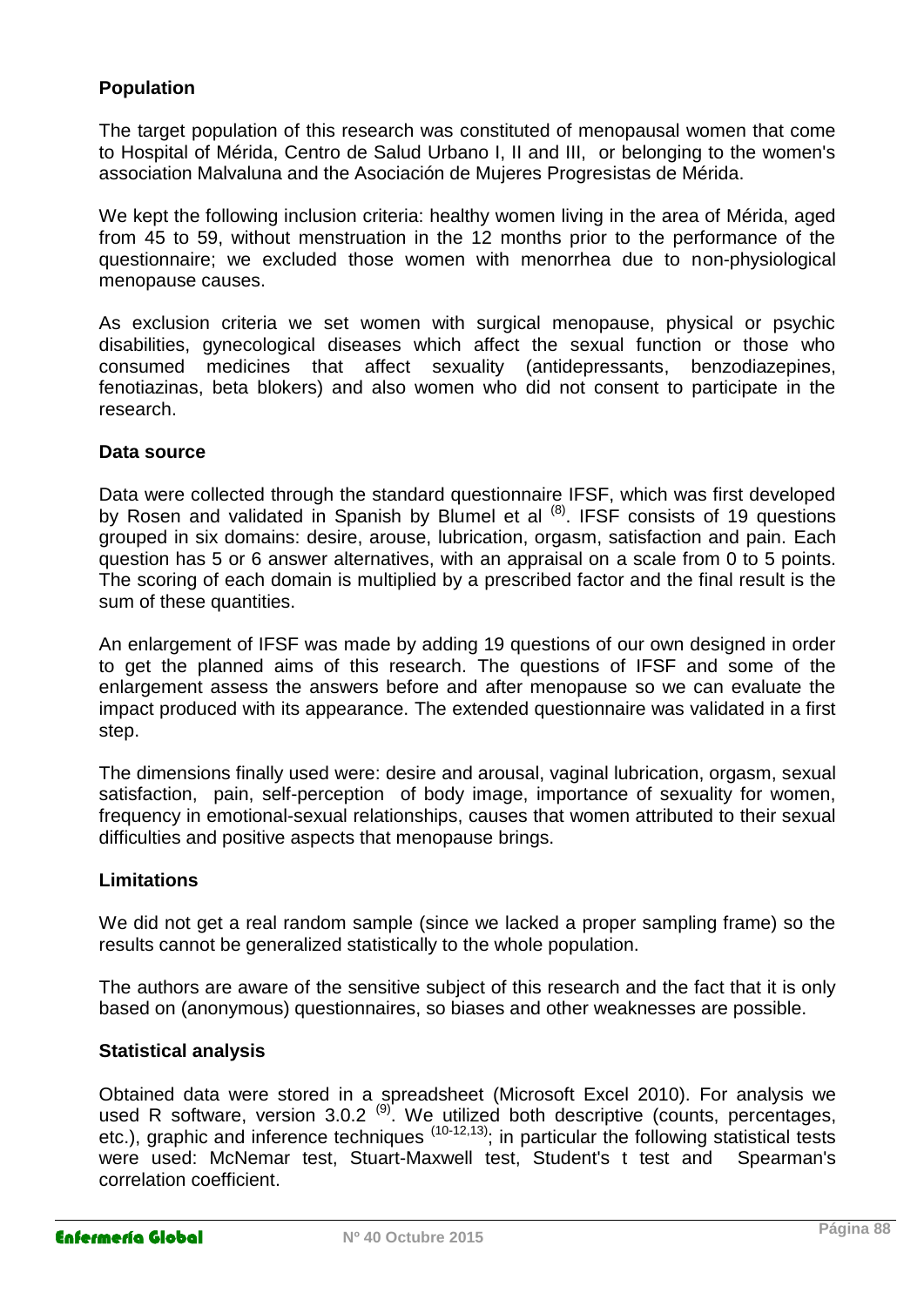### Population

The target population of this research was constituted of menopausal women that come to Hospital of Mérida, Centro de Salud Urbano I, II and III, or belonging to the women's association Malvaluna and the Asociación de Mujeres Progresistas de Mérida.

We kept the following inclusion criteria: healthy women living in the area of Mérida, aged from 45 to 59, without menstruation in the 12 months prior to the performance of the questionnaire; we excluded those women with menorrhea due to non-physiological menopause causes.

As exclusion criteria we set women with surgical menopause, physical or psychic disabilities, gynecological diseases which affect the sexual function or those who consumed medicines that affect sexuality (antidepressants, benzodiazepines, fenotiazinas, beta blokers) and also women who did not consent to participate in the research.

### Data source

Data were collected through the standard questionnaire IFSF, which was first developed by Rosen and validated in Spanish by Blumel et al [8]. IFSF consists of 19 questions grouped in six domains: desire, arouse, lubrication, orgasm, satisfaction and pain. Each question has 5 or 6 answer alternatives, with an appraisal on a scale from 0 to 5 points. The scoring of each domain is multiplied by a prescribed factor and the final result is the sum of these quantities.

An enlargement of IFSF was made by adding 19 questions of our own designed in order to get the planned aims of this research. The questions of IFSF and some of the enlargement assess the answers before and after menopause so we can evaluate the impact produced with its appearance. The extended questionnaire was validated in a first step.

The dimensions finally used were: desire and arousal, vaginal lubrication, orgasm, sexual satisfaction, pain, self-perception of body image, importance of sexuality for women, frequency in emotional-sexual relationships, causes that women attributed to their sexual difficulties and positive aspects that menopause brings.

### Limitations

We did not get a real random sample (since we lacked a proper sampling frame) so the results cannot be generalized statistically to the whole population.

The authors are aware of the sensitive subject of this research and the fact that it is only based on (anonymous) questionnaires, so biases and other weaknesses are possible.

### Statistical analysis

Obtained data were stored in a spreadsheet (Microsoft Excel 2010). For analysis we used R software, version 3.0.2 [9]. We utilized both descriptive (counts, percentages, etc.), graphic and inference techniques [10-12,13]; in particular the following statistical tests were used: McNemar test, Stuart-Maxwell test, Student's t test and Spearman's correlation coefficient.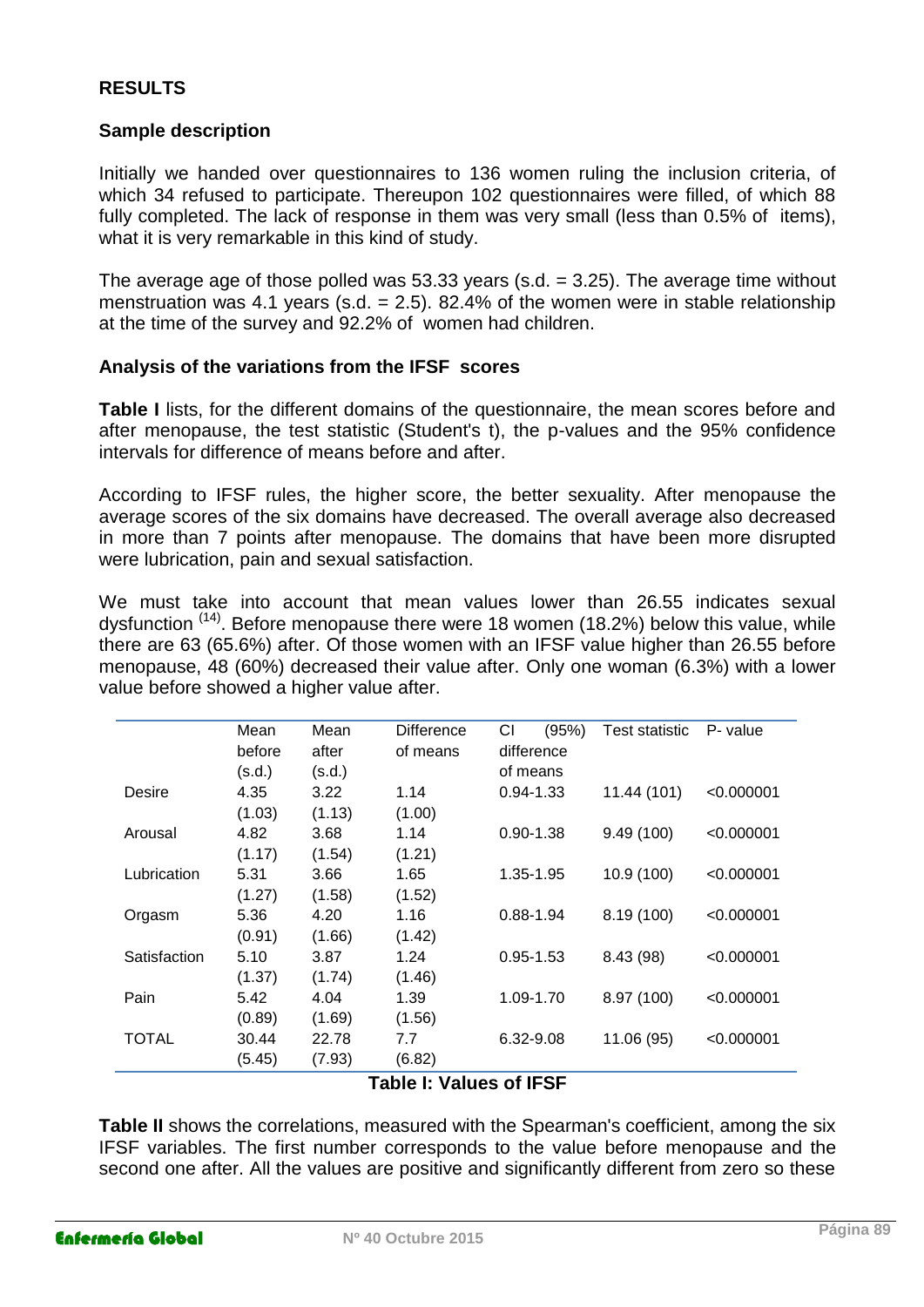## RESULTS

### Sample description

Initially we handed over questionnaires to 136 women ruling the inclusion criteria, of which 34 refused to participate. Thereupon 102 questionnaires were filled, of which 88 fully completed. The lack of response in them was very small (less than 0.5% of items), what it is very remarkable in this kind of study.

The average age of those polled was 53.33 years (s.d. = 3.25). The average time without menstruation was 4.1 years (s.d. = 2.5). 82.4% of the women were in stable relationship at the time of the survey and 92.2% of women had children.

### Analysis of the variations from the IFSF scores

**Table I** lists, for the different domains of the questionnaire, the mean scores before and after menopause, the test statistic (Student's t), the p-values and the 95% confidence intervals for difference of means before and after.

According to IFSF rules, the higher score, the better sexuality. After menopause the average scores of the six domains have decreased. The overall average also decreased in more than 7 points after menopause. The domains that have been more disrupted were lubrication, pain and sexual satisfaction.

We must take into account that mean values lower than 26.55 indicates sexual dysfunction [14]. Before menopause there were 18 women (18.2%) below this value, while there are 63 (65.6%) after. Of those women with an IFSF value higher than 26.55 before menopause, 48 (60%) decreased their value after. Only one woman (6.3%) with a lower value before showed a higher value after.

| | Mean before (s.d.) | Mean after (s.d.) | Difference of means | CI (95%) difference of means | Test statistic | P- value |
|---|---|---|---|---|---|---|
| Desire | 4.35 (1.03) | 3.22 (1.13) | 1.14 (1.00) | 0.94-1.33 | 11.44 (101) | <0.000001 |
| Arousal | 4.82 (1.17) | 3.68 (1.54) | 1.14 (1.21) | 0.90-1.38 | 9.49 (100) | <0.000001 |
| Lubrication | 5.31 (1.27) | 3.66 (1.58) | 1.65 (1.52) | 1.35-1.95 | 10.9 (100) | <0.000001 |
| Orgasm | 5.36 (0.91) | 4.20 (1.66) | 1.16 (1.42) | 0.88-1.94 | 8.19 (100) | <0.000001 |
| Satisfaction | 5.10 (1.37) | 3.87 (1.74) | 1.24 (1.46) | 0.95-1.53 | 8.43 (98) | <0.000001 |
| Pain | 5.42 (0.89) | 4.04 (1.69) | 1.39 (1.56) | 1.09-1.70 | 8.97 (100) | <0.000001 |
| TOTAL | 30.44 (5.45) | 22.78 (7.93) | 7.7 (6.82) | 6.32-9.08 | 11.06 (95) | <0.000001 |

**Table I: Values of IFSF**

**Table II** shows the correlations, measured with the Spearman's coefficient, among the six IFSF variables. The first number corresponds to the value before menopause and the second one after. All the values are positive and significantly different from zero so these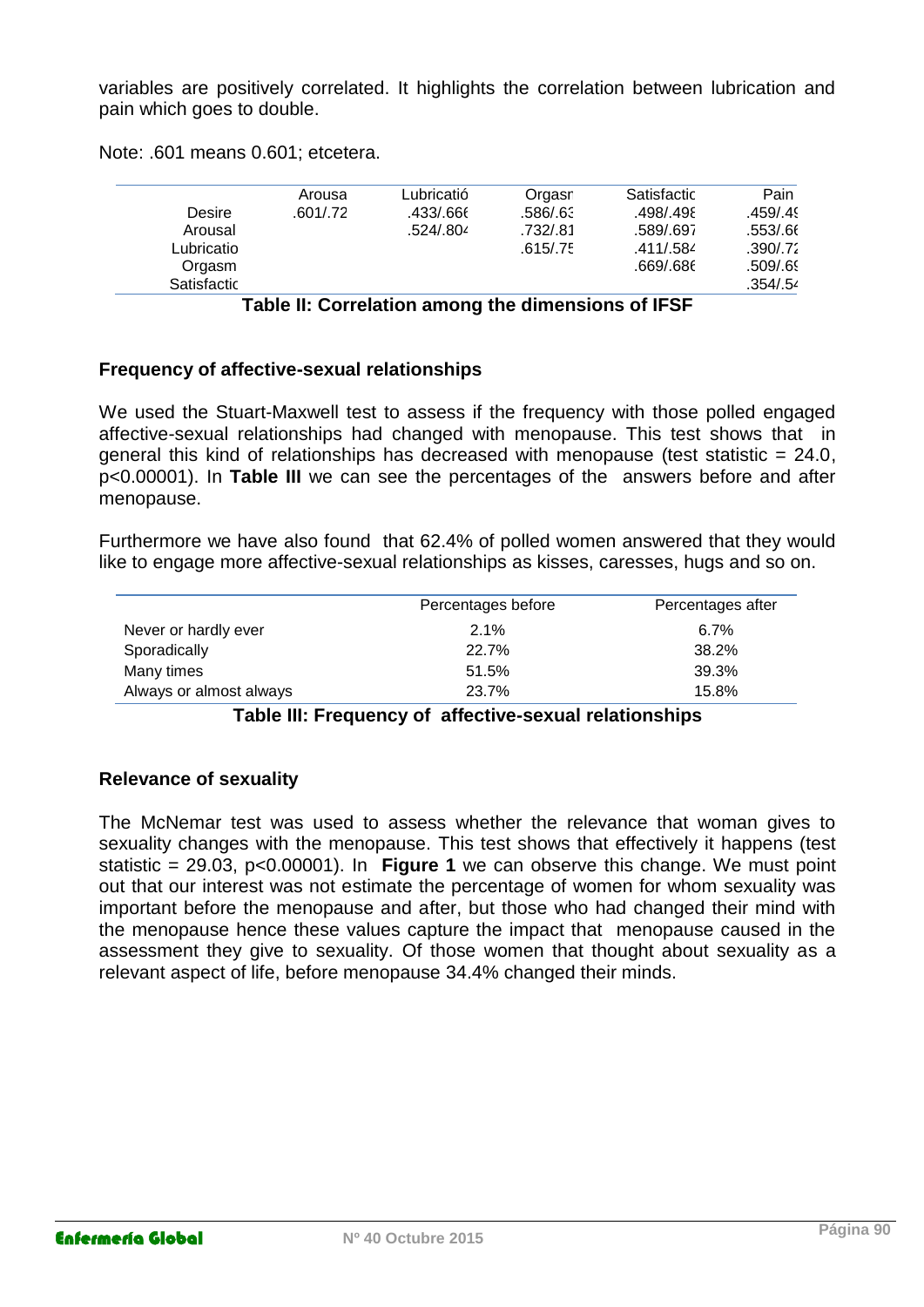variables are positively correlated. It highlights the correlation between lubrication and pain which goes to double.

Note: .601 means 0.601; etcetera.

| | Arousa | Lubricatió | Orgasr | Satisfactic | Pain |
|---|---|---|---|---|---|
| Desire | .601/.72 | .433/.66€ | .586/.6 | .498/.49€ | .459/.49 |
| Arousal | | .524/.804 | .732/.81 | .589/.697 | .553/.66 |
| Lubricatio | | | .615/.75 | .411/.584 | .390/.72 |
| Orgasm | | | | .669/.68€ | .509/.69 |
| Satisfactic | | | | | .354/.54 |

**Table II: Correlation among the dimensions of IFSF**

### Frequency of affective-sexual relationships

We used the Stuart-Maxwell test to assess if the frequency with those polled engaged affective-sexual relationships had changed with menopause. This test shows that in general this kind of relationships has decreased with menopause (test statistic = 24.0, p<0.00001). In **Table III** we can see the percentages of the answers before and after menopause.

Furthermore we have also found that 62.4% of polled women answered that they would like to engage more affective-sexual relationships as kisses, caresses, hugs and so on.

| | Percentages before | Percentages after |
|---|---|---|
| Never or hardly ever | 2.1% | 6.7% |
| Sporadically | 22.7% | 38.2% |
| Many times | 51.5% | 39.3% |
| Always or almost always | 23.7% | 15.8% |

**Table III: Frequency of affective-sexual relationships**

### Relevance of sexuality

The McNemar test was used to assess whether the relevance that woman gives to sexuality changes with the menopause. This test shows that effectively it happens (test statistic = 29.03, p<0.00001). In **Figure 1** we can observe this change. We must point out that our interest was not estimate the percentage of women for whom sexuality was important before the menopause and after, but those who had changed their mind with the menopause hence these values capture the impact that menopause caused in the assessment they give to sexuality. Of those women that thought about sexuality as a relevant aspect of life, before menopause 34.4% changed their minds.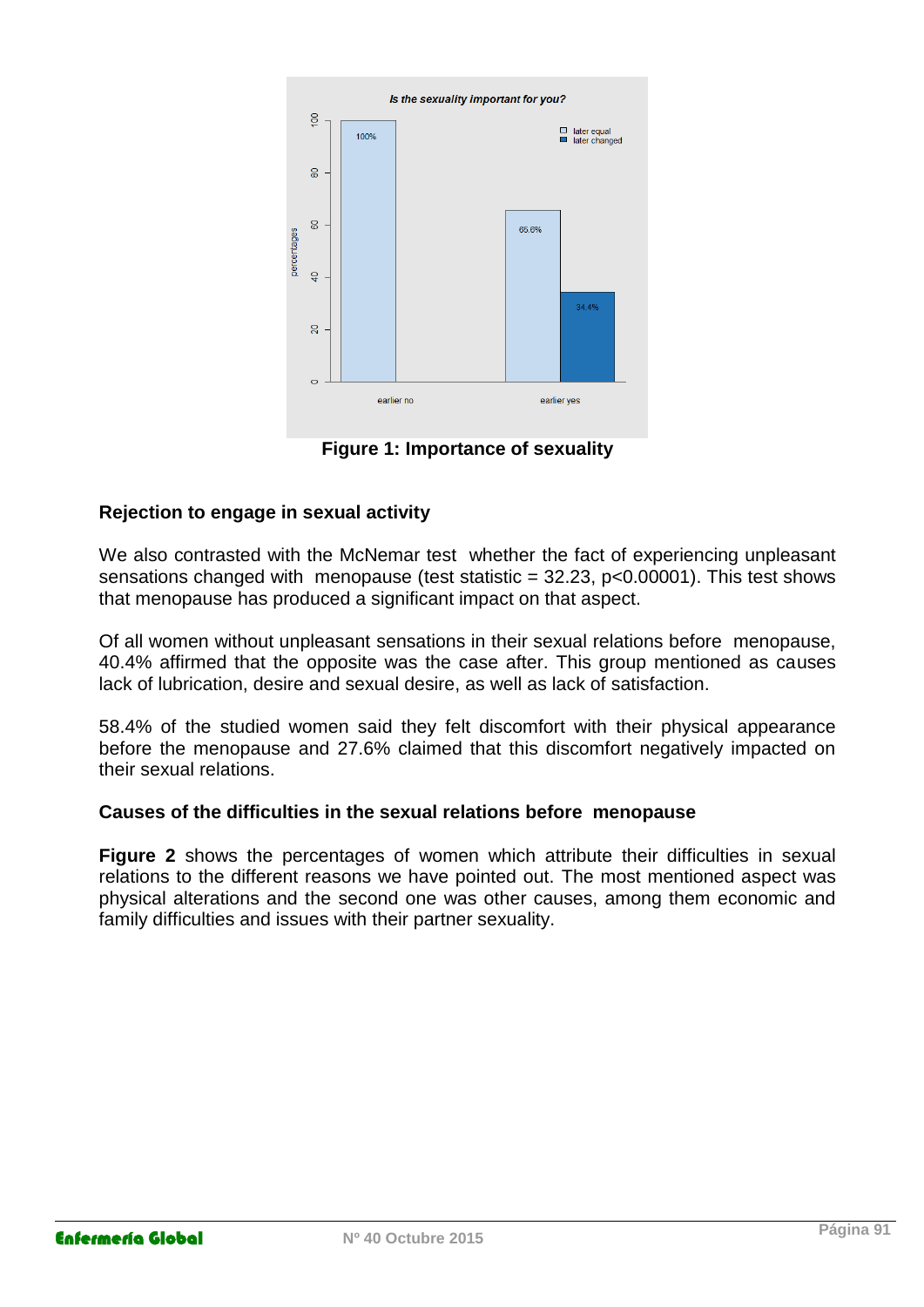**Figure 1: Importance of sexuality**

### Rejection to engage in sexual activity

We also contrasted with the McNemar test whether the fact of experiencing unpleasant sensations changed with menopause (test statistic = 32.23, $p<0.00001$). This test shows that menopause has produced a significant impact on that aspect.

Of all women without unpleasant sensations in their sexual relations before menopause, 40.4% affirmed that the opposite was the case after. This group mentioned as causes lack of lubrication, desire and sexual desire, as well as lack of satisfaction.

58.4% of the studied women said they felt discomfort with their physical appearance before the menopause and 27.6% claimed that this discomfort negatively impacted on their sexual relations.

### Causes of the difficulties in the sexual relations before menopause

**Figure 2** shows the percentages of women which attribute their difficulties in sexual relations to the different reasons we have pointed out. The most mentioned aspect was physical alterations and the second one was other causes, among them economic and family difficulties and issues with their partner sexuality.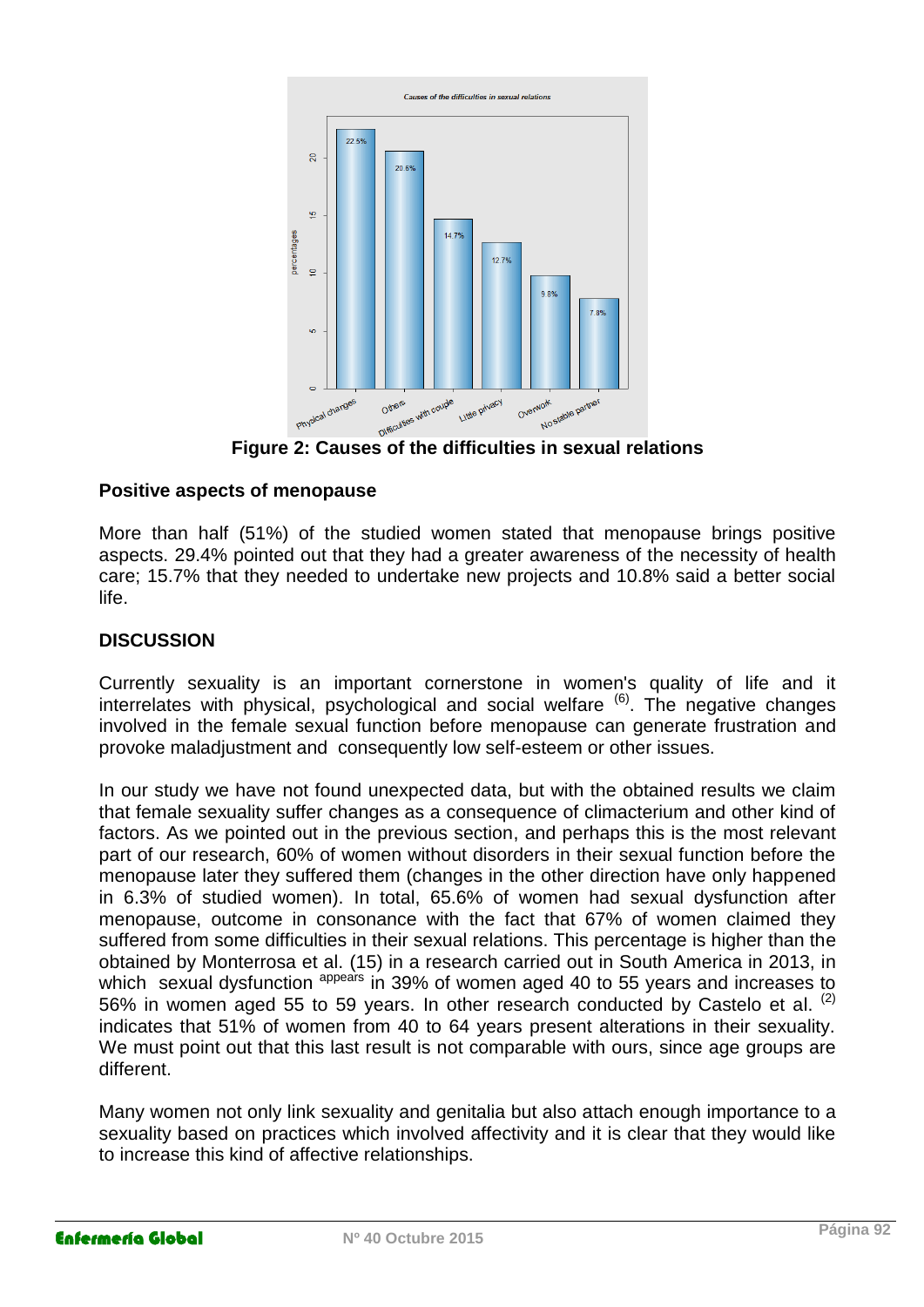**Figure 2: Causes of the difficulties in sexual relations**

## Positive aspects of menopause

More than half (51%) of the studied women stated that menopause brings positive aspects. 29.4% pointed out that they had a greater awareness of the necessity of health care; 15.7% that they needed to undertake new projects and 10.8% said a better social life.

## DISCUSSION

Currently sexuality is an important cornerstone in women's quality of life and it interrelates with physical, psychological and social welfare [(6)]. The negative changes involved in the female sexual function before menopause can generate frustration and provoke maladjustment and consequently low self-esteem or other issues.

In our study we have not found unexpected data, but with the obtained results we claim that female sexuality suffer changes as a consequence of climacterium and other kind of factors. As we pointed out in the previous section, and perhaps this is the most relevant part of our research, 60% of women without disorders in their sexual function before the menopause later they suffered them (changes in the other direction have only happened in 6.3% of studied women). In total, 65.6% of women had sexual dysfunction after menopause, outcome in consonance with the fact that 67% of women claimed they suffered from some difficulties in their sexual relations. This percentage is higher than the obtained by Monterrosa et al. (15) in a research carried out in South America in 2013, in which sexual dysfunction [appears] in 39% of women aged 40 to 55 years and increases to 56% in women aged 55 to 59 years. In other research conducted by Castelo et al. [(2)] indicates that 51% of women from 40 to 64 years present alterations in their sexuality. We must point out that this last result is not comparable with ours, since age groups are different.

Many women not only link sexuality and genitalia but also attach enough importance to a sexuality based on practices which involved affectivity and it is clear that they would like to increase this kind of affective relationships.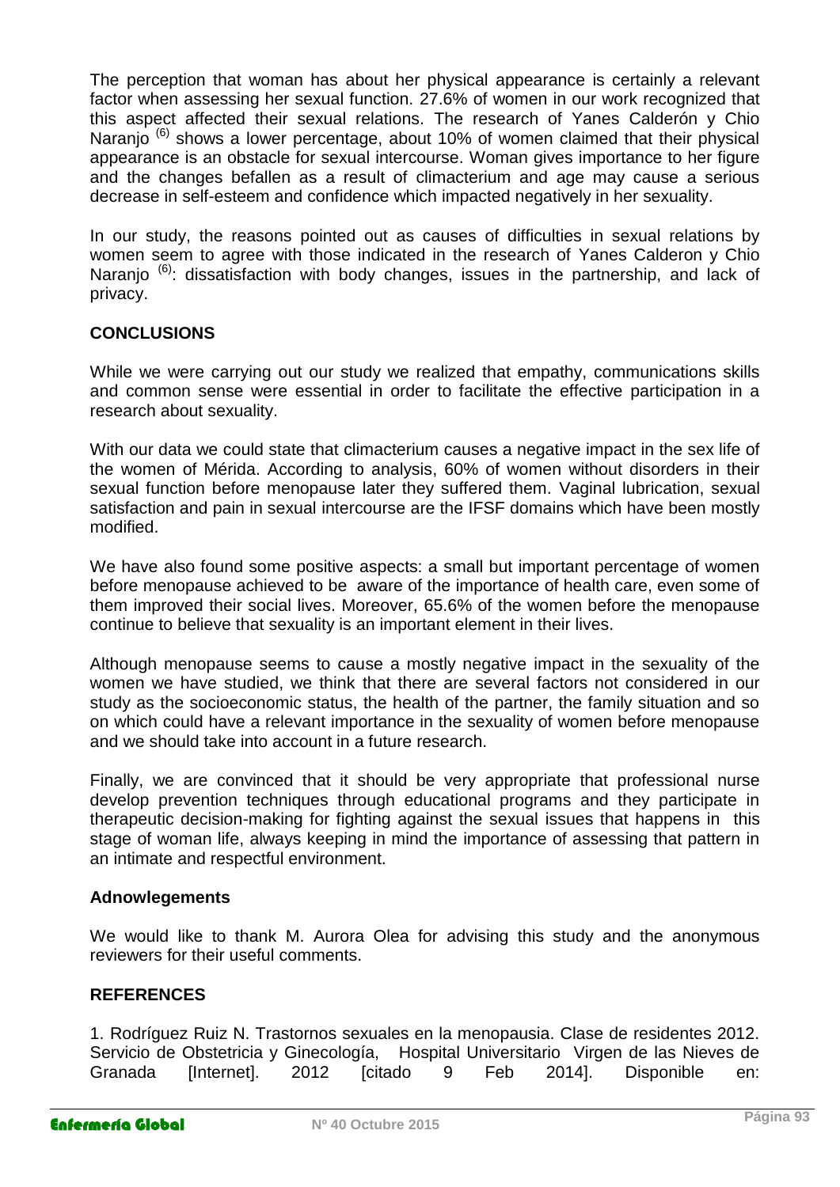The perception that woman has about her physical appearance is certainly a relevant factor when assessing her sexual function. 27.6% of women in our work recognized that this aspect affected their sexual relations. The research of Yanes Calderón y Chio Naranjo [6] shows a lower percentage, about 10% of women claimed that their physical appearance is an obstacle for sexual intercourse. Woman gives importance to her figure and the changes befallen as a result of climacterium and age may cause a serious decrease in self-esteem and confidence which impacted negatively in her sexuality.

In our study, the reasons pointed out as causes of difficulties in sexual relations by women seem to agree with those indicated in the research of Yanes Calderon y Chio Naranjo [6]: dissatisfaction with body changes, issues in the partnership, and lack of privacy.

## CONCLUSIONS

While we were carrying out our study we realized that empathy, communications skills and common sense were essential in order to facilitate the effective participation in a research about sexuality.

With our data we could state that climacterium causes a negative impact in the sex life of the women of Mérida. According to analysis, 60% of women without disorders in their sexual function before menopause later they suffered them. Vaginal lubrication, sexual satisfaction and pain in sexual intercourse are the IFSF domains which have been mostly modified.

We have also found some positive aspects: a small but important percentage of women before menopause achieved to be aware of the importance of health care, even some of them improved their social lives. Moreover, 65.6% of the women before the menopause continue to believe that sexuality is an important element in their lives.

Although menopause seems to cause a mostly negative impact in the sexuality of the women we have studied, we think that there are several factors not considered in our study as the socioeconomic status, the health of the partner, the family situation and so on which could have a relevant importance in the sexuality of women before menopause and we should take into account in a future research.

Finally, we are convinced that it should be very appropriate that professional nurse develop prevention techniques through educational programs and they participate in therapeutic decision-making for fighting against the sexual issues that happens in this stage of woman life, always keeping in mind the importance of assessing that pattern in an intimate and respectful environment.

### Adnowlegements

We would like to thank M. Aurora Olea for advising this study and the anonymous reviewers for their useful comments.

## REFERENCES

1. Rodríguez Ruiz N. Trastornos sexuales en la menopausia. Clase de residentes 2012. Servicio de Obstetricia y Ginecología, Hospital Universitario Virgen de las Nieves de Granada [Internet]. 2012 [citado 9 Feb 2014]. Disponible en: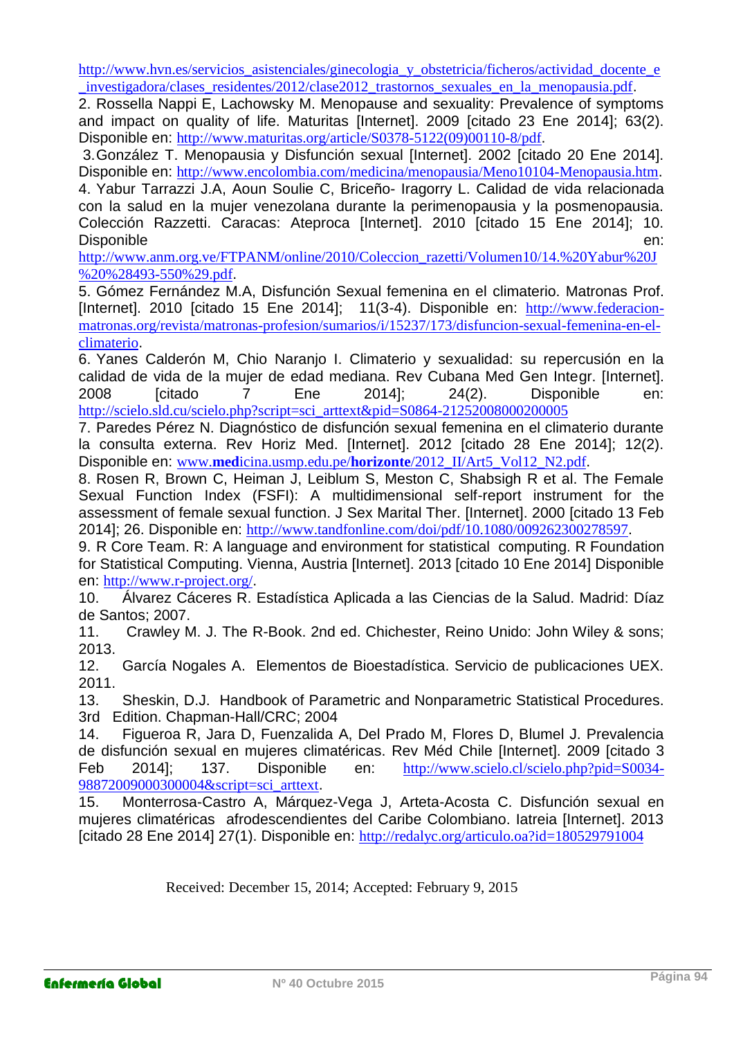http://www.hvn.es/servicios_asistenciales/ginecologia_y_obstetricia/ficheros/actividad_docente_e_investigadora/clases_residentes/2012/clase2012_trastornos_sexuales_en_la_menopausia.pdf.

2. Rossella Nappi E, Lachowsky M. Menopause and sexuality: Prevalence of symptoms and impact on quality of life. Maturitas [Internet]. 2009 [citado 23 Ene 2014]; 63(2). Disponible en: http://www.maturitas.org/article/S0378-5122(09)00110-8/pdf.

3. González T. Menopausia y Disfunción sexual [Internet]. 2002 [citado 20 Ene 2014]. Disponible en: http://www.encolombia.com/medicina/menopausia/Meno10104-Menopausia.htm.

4. Yabur Tarrazzi J.A, Aoun Soulie C, Briceño- Iragorry L. Calidad de vida relacionada con la salud en la mujer venezolana durante la perimenopausia y la posmenopausia. Colección Razzetti. Caracas: Ateproca [Internet]. 2010 [citado 15 Ene 2014]; 10. Disponible en: http://www.anm.org.ve/FTPANM/online/2010/Coleccion_razetti/Volumen10/14.%20Yabur%20J%20%28493-550%29.pdf.

5. Gómez Fernández M.A, Disfunción Sexual femenina en el climaterio. Matronas Prof. [Internet]. 2010 [citado 15 Ene 2014]; 11(3-4). Disponible en: http://www.federacion-matronas.org/revista/matronas-profesion/sumarios/i/15237/173/disfuncion-sexual-femenina-en-el-climaterio.

6. Yanes Calderón M, Chio Naranjo I. Climaterio y sexualidad: su repercusión en la calidad de vida de la mujer de edad mediana. Rev Cubana Med Gen Integr. [Internet]. 2008 [citado 7 Ene 2014]; 24(2). Disponible en: http://scielo.sld.cu/scielo.php?script=sci_arttext&pid=S0864-21252008000200005

7. Paredes Pérez N. Diagnóstico de disfunción sexual femenina en el climaterio durante la consulta externa. Rev Horiz Med. [Internet]. 2012 [citado 28 Ene 2014]; 12(2). Disponible en: www.**med**icina.usmp.edu.pe/**horizonte**/2012_II/Art5_Vol12_N2.pdf.

8. Rosen R, Brown C, Heiman J, Leiblum S, Meston C, Shabsigh R et al. The Female Sexual Function Index (FSFI): A multidimensional self-report instrument for the assessment of female sexual function. J Sex Marital Ther. [Internet]. 2000 [citado 13 Feb 2014]; 26. Disponible en: http://www.tandfonline.com/doi/pdf/10.1080/009262300278597.

9. R Core Team. R: A language and environment for statistical computing. R Foundation for Statistical Computing. Vienna, Austria [Internet]. 2013 [citado 10 Ene 2014] Disponible en: http://www.r-project.org/.

10. Álvarez Cáceres R. Estadística Aplicada a las Ciencias de la Salud. Madrid: Díaz de Santos; 2007.

11. Crawley M. J. The R-Book. 2nd ed. Chichester, Reino Unido: John Wiley & sons; 2013.

12. García Nogales A. Elementos de Bioestadística. Servicio de publicaciones UEX. 2011.

13. Sheskin, D.J. Handbook of Parametric and Nonparametric Statistical Procedures. 3rd Edition. Chapman-Hall/CRC; 2004

14. Figueroa R, Jara D, Fuenzalida A, Del Prado M, Flores D, Blumel J. Prevalencia de disfunción sexual en mujeres climatéricas. Rev Méd Chile [Internet]. 2009 [citado 3 Feb 2014]; 137. Disponible en: http://www.scielo.cl/scielo.php?pid=S0034-98872009000300004&script=sci_arttext.

15. Monterrosa-Castro A, Márquez-Vega J, Arteta-Acosta C. Disfunción sexual en mujeres climatéricas afrodescendientes del Caribe Colombiano. Iatreia [Internet]. 2013 [citado 28 Ene 2014] 27(1). Disponible en: http://redalyc.org/articulo.oa?id=180529791004

Received: December 15, 2014; Accepted: February 9, 2015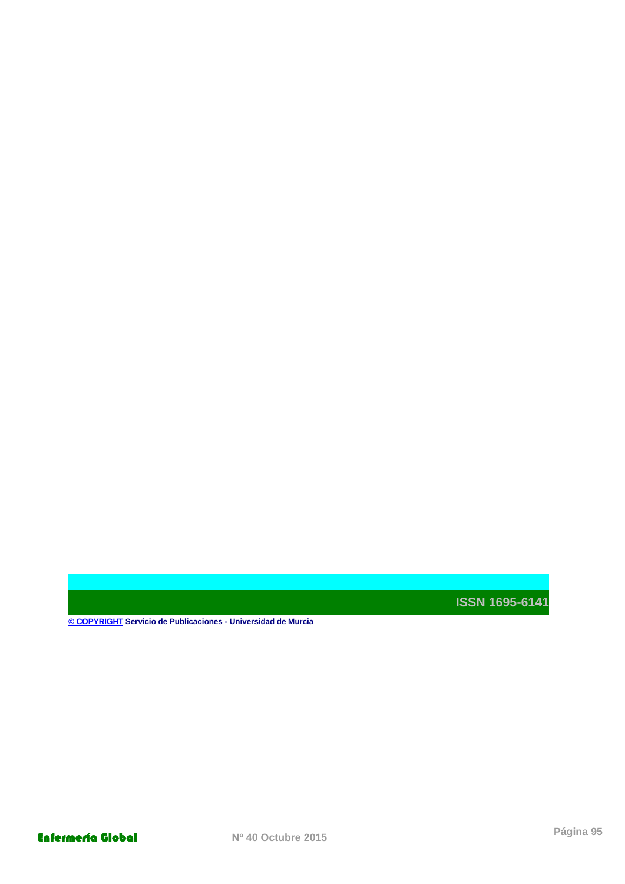ISSN 1695-6141

© COPYRIGHT Servicio de Publicaciones - Universidad de Murcia